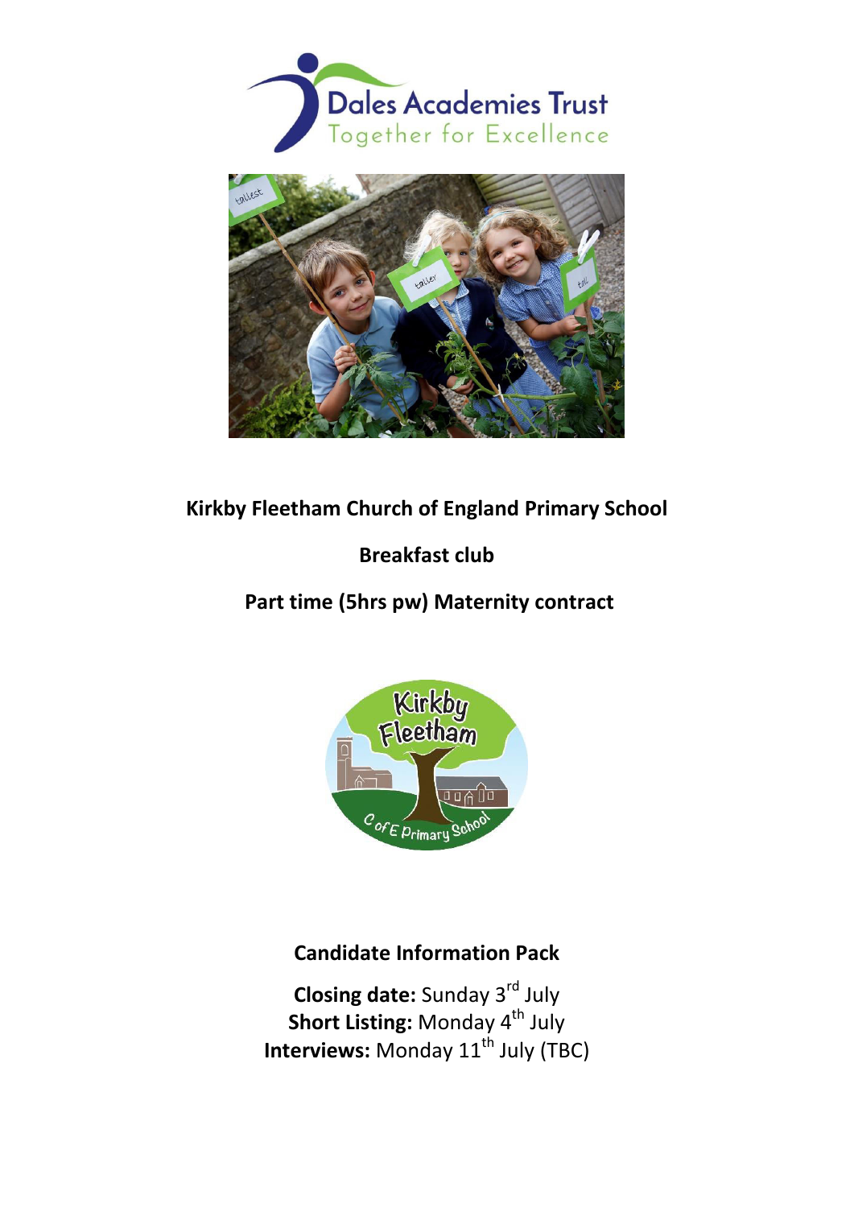Dales Academies Trust

Together for Excellence

**Kirkby Fleetham Church of England Primary School**

**Breakfast club**

**Part time (5hrs pw) Maternity contract**

**Candidate Information Pack**

**Closing date:** Sunday 3rd July
**Short Listing:** Monday 4th July
**Interviews:** Monday 11th July (TBC)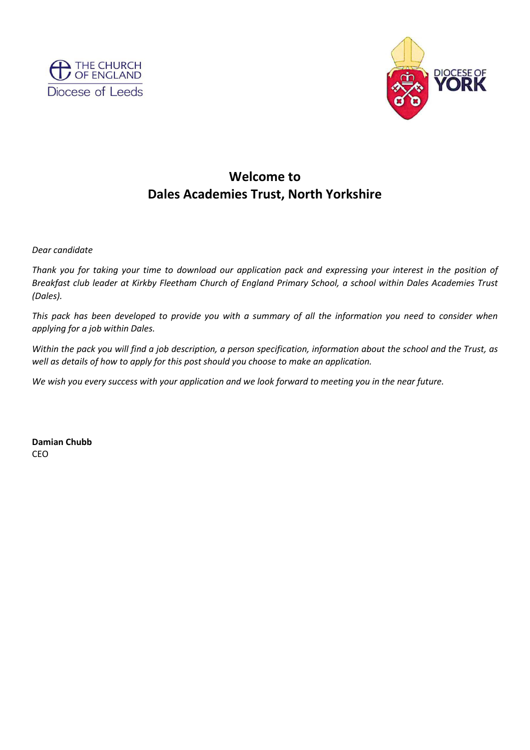THE CHURCH OF ENGLAND
Diocese of Leeds

DIOCESE OF YORK

## Welcome to
## Dales Academies Trust, North Yorkshire

*Dear candidate*

*Thank you for taking your time to download our application pack and expressing your interest in the position of Breakfast club leader at Kirkby Fleetham Church of England Primary School, a school within Dales Academies Trust (Dales).*

*This pack has been developed to provide you with a summary of all the information you need to consider when applying for a job within Dales.*

*Within the pack you will find a job description, a person specification, information about the school and the Trust, as well as details of how to apply for this post should you choose to make an application.*

*We wish you every success with your application and we look forward to meeting you in the near future.*

**Damian Chubb**
CEO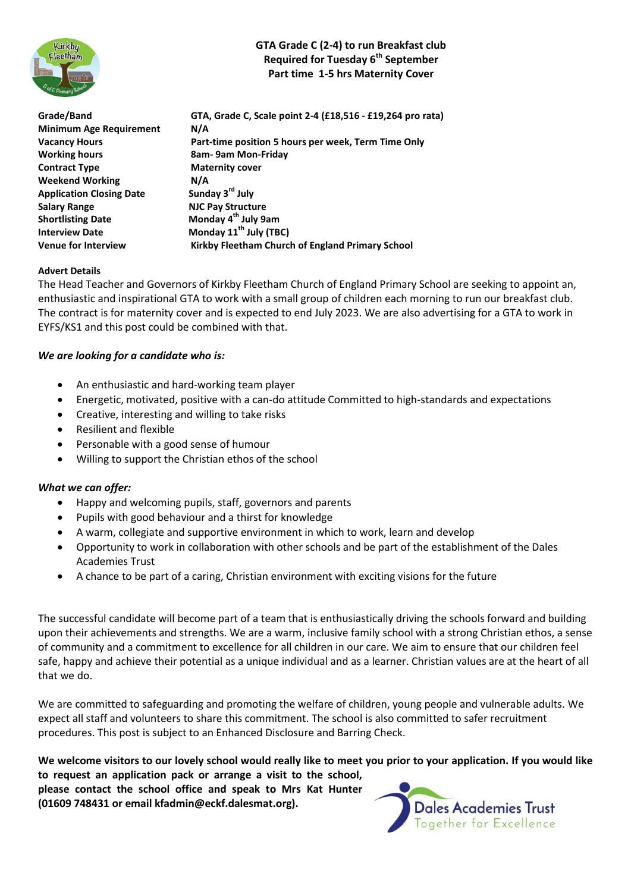# GTA Grade C (2-4) to run Breakfast club
**Required for Tuesday 6th September**
**Part time 1-5 hrs Maternity Cover**

| | |
|---|---|
| **Grade/Band** | **GTA, Grade C, Scale point 2-4 (£18,516 - £19,264 pro rata)** |
| **Minimum Age Requirement** | **N/A** |
| **Vacancy Hours** | **Part-time position 5 hours per week, Term Time Only** |
| **Working hours** | **8am- 9am Mon-Friday** |
| **Contract Type** | **Maternity cover** |
| **Weekend Working** | **N/A** |
| **Application Closing Date** | **Sunday 3rd July** |
| **Salary Range** | **NJC Pay Structure** |
| **Shortlisting Date** | **Monday 4th July 9am** |
| **Interview Date** | **Monday 11th July (TBC)** |
| **Venue for Interview** | **Kirkby Fleetham Church of England Primary School** |

**Advert Details**

The Head Teacher and Governors of Kirkby Fleetham Church of England Primary School are seeking to appoint an, enthusiastic and inspirational GTA to work with a small group of children each morning to run our breakfast club. The contract is for maternity cover and is expected to end July 2023. We are also advertising for a GTA to work in EYFS/KS1 and this post could be combined with that.

***We are looking for a candidate who is:***

- An enthusiastic and hard-working team player
- Energetic, motivated, positive with a can-do attitude Committed to high-standards and expectations
- Creative, interesting and willing to take risks
- Resilient and flexible
- Personable with a good sense of humour
- Willing to support the Christian ethos of the school

***What we can offer:***

- Happy and welcoming pupils, staff, governors and parents
- Pupils with good behaviour and a thirst for knowledge
- A warm, collegiate and supportive environment in which to work, learn and develop
- Opportunity to work in collaboration with other schools and be part of the establishment of the Dales Academies Trust
- A chance to be part of a caring, Christian environment with exciting visions for the future

The successful candidate will become part of a team that is enthusiastically driving the schools forward and building upon their achievements and strengths. We are a warm, inclusive family school with a strong Christian ethos, a sense of community and a commitment to excellence for all children in our care. We aim to ensure that our children feel safe, happy and achieve their potential as a unique individual and as a learner. Christian values are at the heart of all that we do.

We are committed to safeguarding and promoting the welfare of children, young people and vulnerable adults. We expect all staff and volunteers to share this commitment. The school is also committed to safer recruitment procedures. This post is subject to an Enhanced Disclosure and Barring Check.

**We welcome visitors to our lovely school would really like to meet you prior to your application. If you would like to request an application pack or arrange a visit to the school, please contact the school office and speak to Mrs Kat Hunter (01609 748431 or email kfadmin@eckf.dalesmat.org).**

Dales Academies Trust
Together for Excellence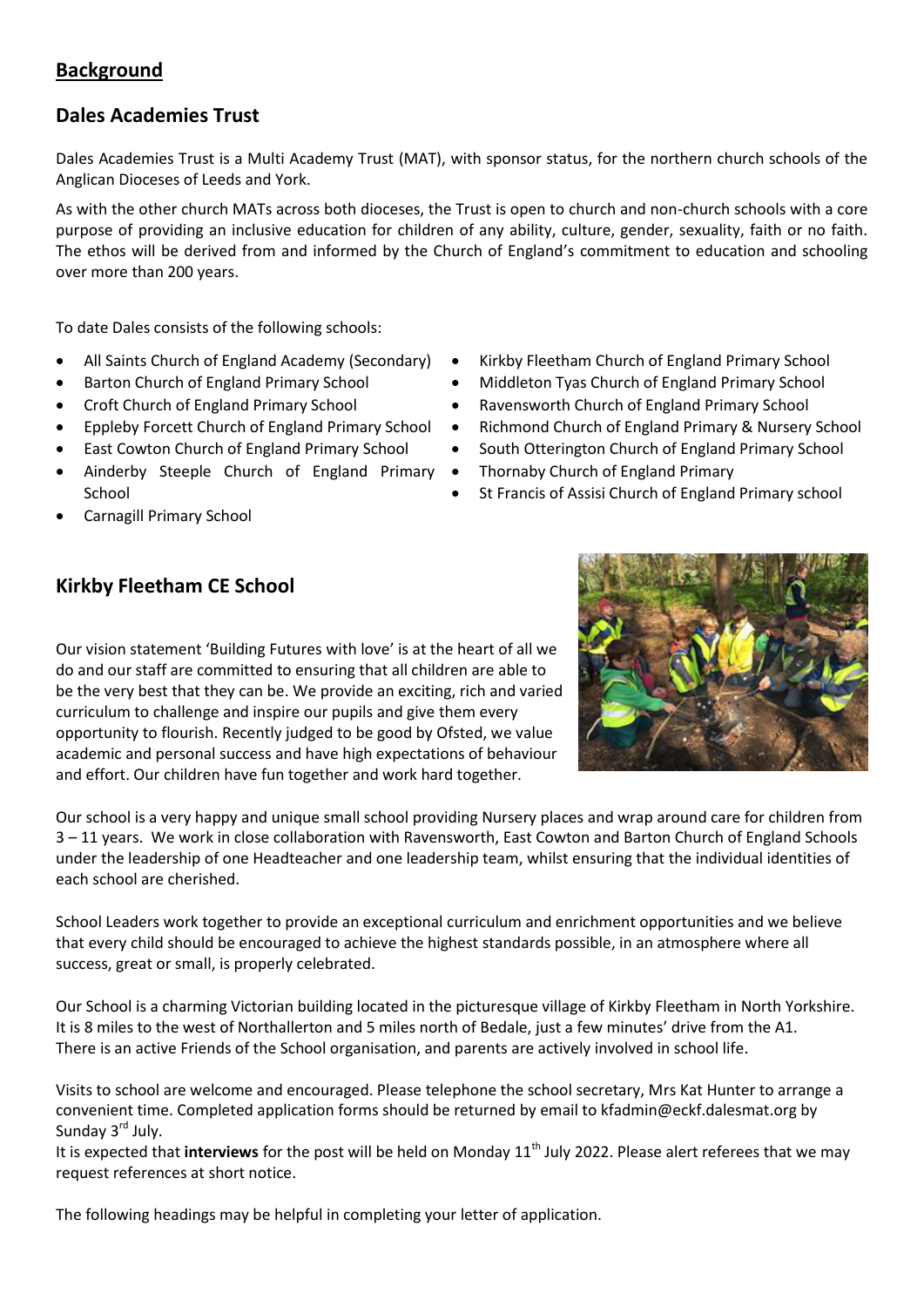## Background

### Dales Academies Trust

Dales Academies Trust is a Multi Academy Trust (MAT), with sponsor status, for the northern church schools of the Anglican Dioceses of Leeds and York.

As with the other church MATs across both dioceses, the Trust is open to church and non-church schools with a core purpose of providing an inclusive education for children of any ability, culture, gender, sexuality, faith or no faith. The ethos will be derived from and informed by the Church of England's commitment to education and schooling over more than 200 years.

To date Dales consists of the following schools:

- All Saints Church of England Academy (Secondary)
- Barton Church of England Primary School
- Croft Church of England Primary School
- Eppleby Forcett Church of England Primary School
- East Cowton Church of England Primary School
- Ainderby Steeple Church of England Primary School
- Carnagill Primary School
- Kirkby Fleetham Church of England Primary School
- Middleton Tyas Church of England Primary School
- Ravensworth Church of England Primary School
- Richmond Church of England Primary & Nursery School
- South Otterington Church of England Primary School
- Thornaby Church of England Primary
- St Francis of Assisi Church of England Primary school

### Kirkby Fleetham CE School

Our vision statement 'Building Futures with love' is at the heart of all we do and our staff are committed to ensuring that all children are able to be the very best that they can be. We provide an exciting, rich and varied curriculum to challenge and inspire our pupils and give them every opportunity to flourish. Recently judged to be good by Ofsted, we value academic and personal success and have high expectations of behaviour and effort. Our children have fun together and work hard together.

Our school is a very happy and unique small school providing Nursery places and wrap around care for children from 3 – 11 years. We work in close collaboration with Ravensworth, East Cowton and Barton Church of England Schools under the leadership of one Headteacher and one leadership team, whilst ensuring that the individual identities of each school are cherished.

School Leaders work together to provide an exceptional curriculum and enrichment opportunities and we believe that every child should be encouraged to achieve the highest standards possible, in an atmosphere where all success, great or small, is properly celebrated.

Our School is a charming Victorian building located in the picturesque village of Kirkby Fleetham in North Yorkshire. It is 8 miles to the west of Northallerton and 5 miles north of Bedale, just a few minutes' drive from the A1. There is an active Friends of the School organisation, and parents are actively involved in school life.

Visits to school are welcome and encouraged. Please telephone the school secretary, Mrs Kat Hunter to arrange a convenient time. Completed application forms should be returned by email to kfadmin@eckf.dalesmat.org by Sunday 3rd July.

It is expected that **interviews** for the post will be held on Monday 11th July 2022. Please alert referees that we may request references at short notice.

The following headings may be helpful in completing your letter of application.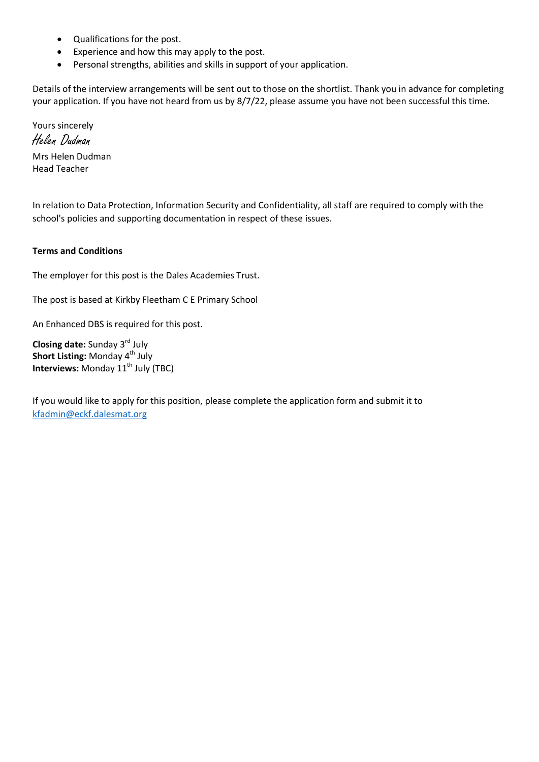- Qualifications for the post.
- Experience and how this may apply to the post.
- Personal strengths, abilities and skills in support of your application.

Details of the interview arrangements will be sent out to those on the shortlist. Thank you in advance for completing your application. If you have not heard from us by 8/7/22, please assume you have not been successful this time.

Yours sincerely

*Helen Dudman*

Mrs Helen Dudman
Head Teacher

In relation to Data Protection, Information Security and Confidentiality, all staff are required to comply with the school's policies and supporting documentation in respect of these issues.

**Terms and Conditions**

The employer for this post is the Dales Academies Trust.

The post is based at Kirkby Fleetham C E Primary School

An Enhanced DBS is required for this post.

**Closing date:** Sunday 3rd July
**Short Listing:** Monday 4th July
**Interviews:** Monday 11th July (TBC)

If you would like to apply for this position, please complete the application form and submit it to kfadmin@eckf.dalesmat.org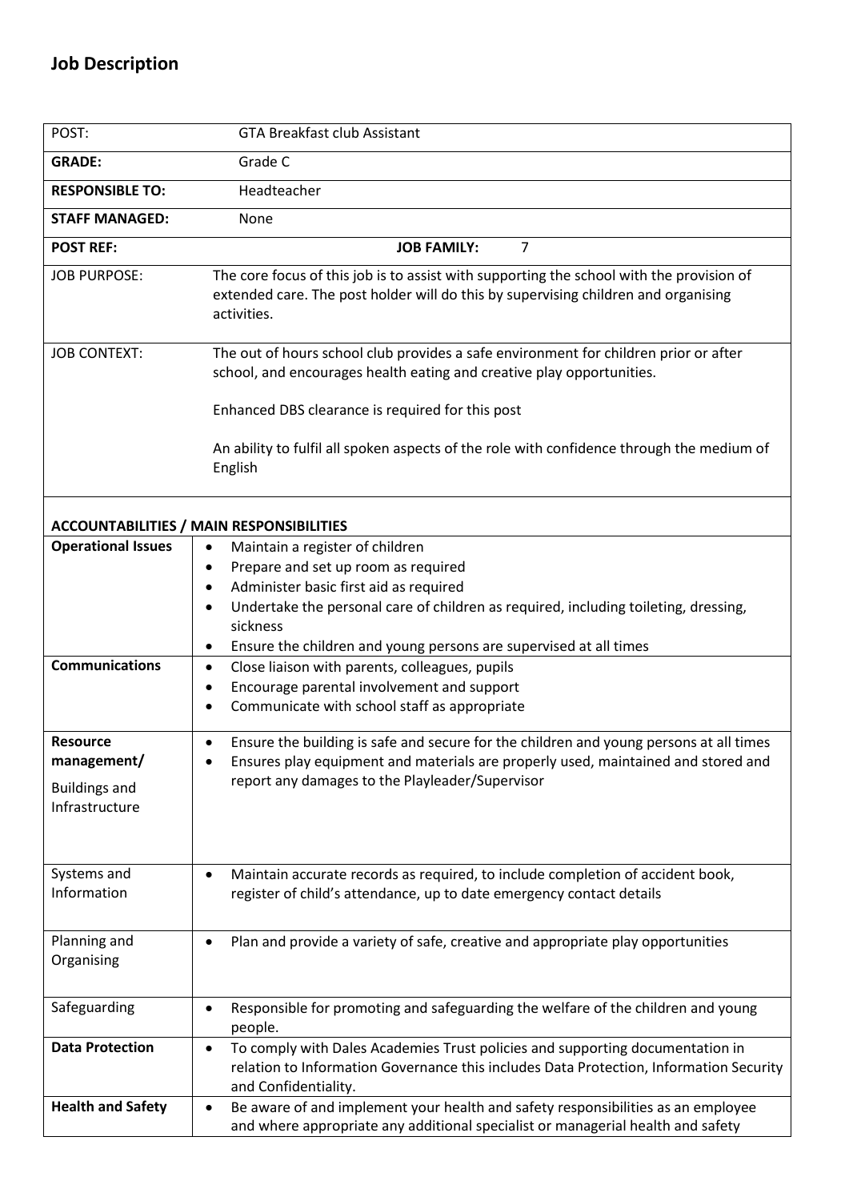## Job Description

| POST: | GTA Breakfast club Assistant |
|---|---|
| **GRADE:** | Grade C |
| **RESPONSIBLE TO:** | Headteacher |
| **STAFF MANAGED:** | None |
| **POST REF:** | **JOB FAMILY:** 7 |
| JOB PURPOSE: | The core focus of this job is to assist with supporting the school with the provision of extended care. The post holder will do this by supervising children and organising activities. |
| JOB CONTEXT: | The out of hours school club provides a safe environment for children prior or after school, and encourages health eating and creative play opportunities.<br><br>Enhanced DBS clearance is required for this post<br><br>An ability to fulfil all spoken aspects of the role with confidence through the medium of English |

**ACCOUNTABILITIES / MAIN RESPONSIBILITIES**

| | |
|---|---|
| **Operational Issues** | • Maintain a register of children<br>• Prepare and set up room as required<br>• Administer basic first aid as required<br>• Undertake the personal care of children as required, including toileting, dressing, sickness<br>• Ensure the children and young persons are supervised at all times |
| **Communications** | • Close liaison with parents, colleagues, pupils<br>• Encourage parental involvement and support<br>• Communicate with school staff as appropriate |
| **Resource management/**<br>Buildings and Infrastructure | • Ensure the building is safe and secure for the children and young persons at all times<br>• Ensures play equipment and materials are properly used, maintained and stored and report any damages to the Playleader/Supervisor |
| Systems and Information | • Maintain accurate records as required, to include completion of accident book, register of child's attendance, up to date emergency contact details |
| Planning and Organising | • Plan and provide a variety of safe, creative and appropriate play opportunities |
| Safeguarding | • Responsible for promoting and safeguarding the welfare of the children and young people. |
| **Data Protection** | • To comply with Dales Academies Trust policies and supporting documentation in relation to Information Governance this includes Data Protection, Information Security and Confidentiality. |
| **Health and Safety** | • Be aware of and implement your health and safety responsibilities as an employee and where appropriate any additional specialist or managerial health and safety |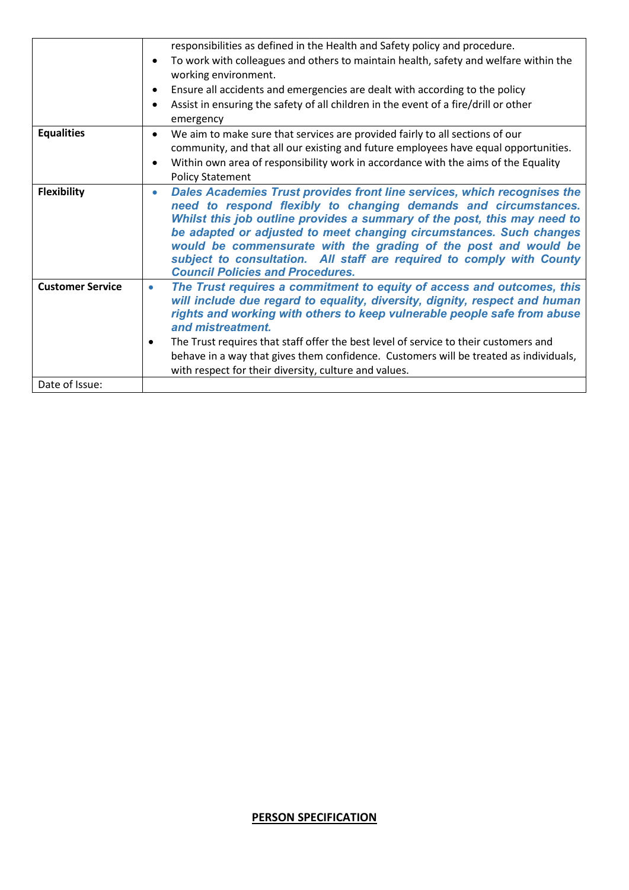| | |
|---|---|
| | responsibilities as defined in the Health and Safety policy and procedure.<br>• To work with colleagues and others to maintain health, safety and welfare within the working environment.<br>• Ensure all accidents and emergencies are dealt with according to the policy<br>• Assist in ensuring the safety of all children in the event of a fire/drill or other emergency |
| **Equalities** | • We aim to make sure that services are provided fairly to all sections of our community, and that all our existing and future employees have equal opportunities.<br>• Within own area of responsibility work in accordance with the aims of the Equality Policy Statement |
| **Flexibility** | • ***Dales Academies Trust provides front line services, which recognises the need to respond flexibly to changing demands and circumstances. Whilst this job outline provides a summary of the post, this may need to be adapted or adjusted to meet changing circumstances. Such changes would be commensurate with the grading of the post and would be subject to consultation. All staff are required to comply with County Council Policies and Procedures.*** |
| **Customer Service** | • ***The Trust requires a commitment to equity of access and outcomes, this will include due regard to equality, diversity, dignity, respect and human rights and working with others to keep vulnerable people safe from abuse and mistreatment.***<br>• The Trust requires that staff offer the best level of service to their customers and behave in a way that gives them confidence. Customers will be treated as individuals, with respect for their diversity, culture and values. |
| Date of Issue: | |

**PERSON SPECIFICATION**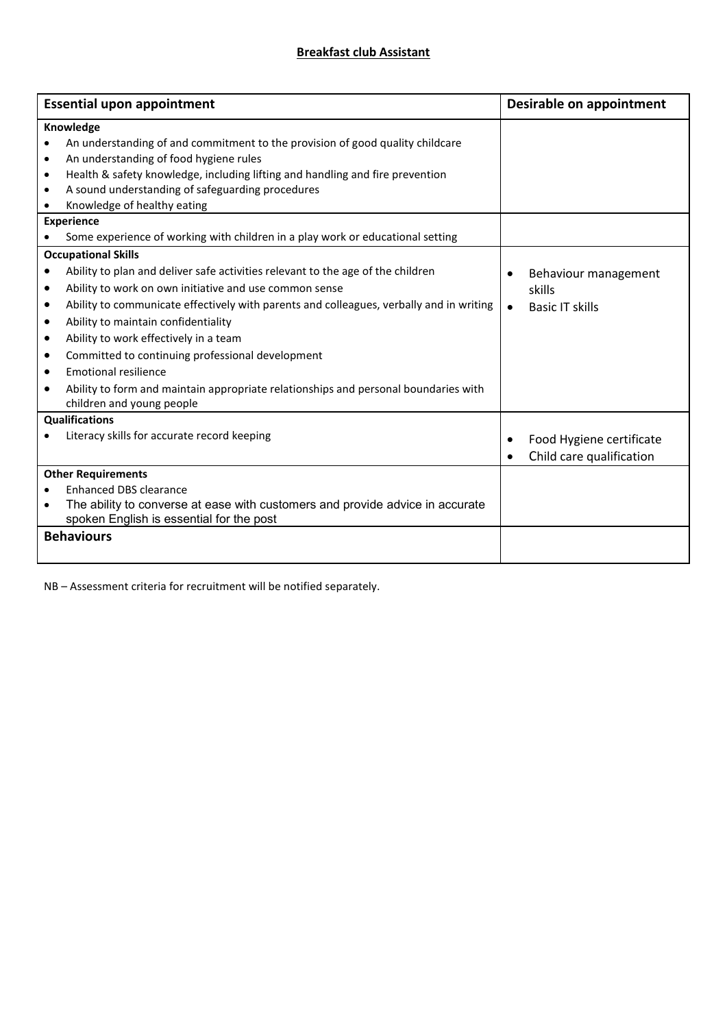**Breakfast club Assistant**

| Essential upon appointment | Desirable on appointment |
|---|---|
| **Knowledge**<br>• An understanding of and commitment to the provision of good quality childcare<br>• An understanding of food hygiene rules<br>• Health & safety knowledge, including lifting and handling and fire prevention<br>• A sound understanding of safeguarding procedures<br>• Knowledge of healthy eating | |
| **Experience**<br>• Some experience of working with children in a play work or educational setting | |
| **Occupational Skills**<br>• Ability to plan and deliver safe activities relevant to the age of the children<br>• Ability to work on own initiative and use common sense<br>• Ability to communicate effectively with parents and colleagues, verbally and in writing<br>• Ability to maintain confidentiality<br>• Ability to work effectively in a team<br>• Committed to continuing professional development<br>• Emotional resilience<br>• Ability to form and maintain appropriate relationships and personal boundaries with children and young people | • Behaviour management skills<br>• Basic IT skills |
| **Qualifications**<br>• Literacy skills for accurate record keeping | • Food Hygiene certificate<br>• Child care qualification |
| **Other Requirements**<br>• Enhanced DBS clearance<br>• The ability to converse at ease with customers and provide advice in accurate spoken English is essential for the post | |
| **Behaviours** | |

NB – Assessment criteria for recruitment will be notified separately.